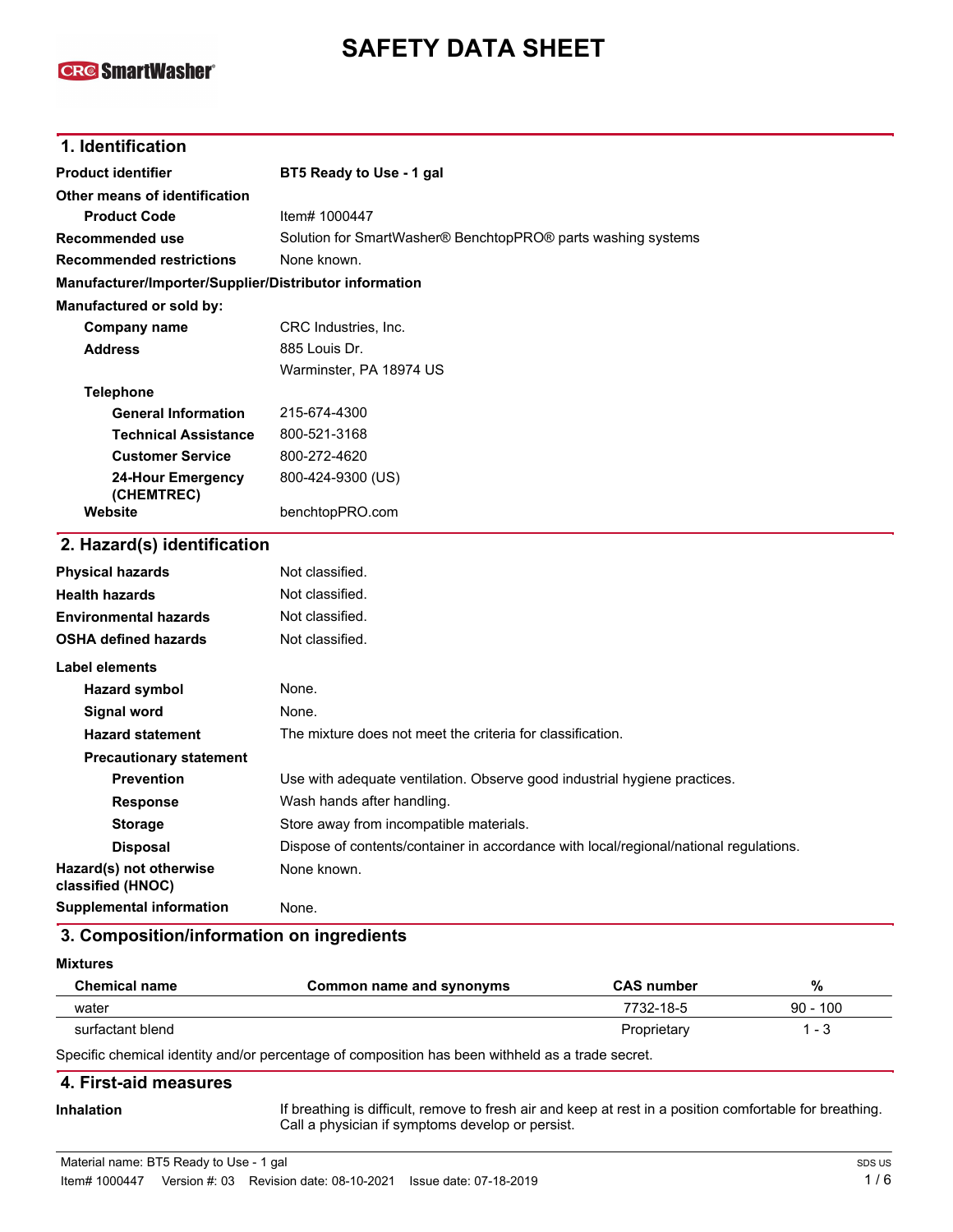# SAFETY DATA SHEET

## 1. Identification

**Product identifier** BT5 Ready to Use - 1 gal

**Other means of identification**

**Product Code** Item# 1000447

**Recommended use** Solution for SmartWasher® BenchtopPRO® parts washing systems

**Recommended restrictions** None known.

**Manufacturer/Importer/Supplier/Distributor information**

**Manufactured or sold by:**

**Company name** CRC Industries, Inc.

**Address** 885 Louis Dr.
Warminster, PA 18974 US

**Telephone**

**General Information** 215-674-4300

**Technical Assistance** 800-521-3168

**Customer Service** 800-272-4620

**24-Hour Emergency (CHEMTREC)** 800-424-9300 (US)

**Website** benchtopPRO.com

## 2. Hazard(s) identification

**Physical hazards** Not classified.

**Health hazards** Not classified.

**Environmental hazards** Not classified.

**OSHA defined hazards** Not classified.

**Label elements**

**Hazard symbol** None.

**Signal word** None.

**Hazard statement** The mixture does not meet the criteria for classification.

**Precautionary statement**

**Prevention** Use with adequate ventilation. Observe good industrial hygiene practices.

**Response** Wash hands after handling.

**Storage** Store away from incompatible materials.

**Disposal** Dispose of contents/container in accordance with local/regional/national regulations.

**Hazard(s) not otherwise classified (HNOC)** None known.

**Supplemental information** None.

## 3. Composition/information on ingredients

**Mixtures**

| Chemical name | Common name and synonyms | CAS number | % |
|---|---|---|---|
| water | | 7732-18-5 | 90 - 100 |
| surfactant blend | | Proprietary | 1 - 3 |

Specific chemical identity and/or percentage of composition has been withheld as a trade secret.

## 4. First-aid measures

**Inhalation** If breathing is difficult, remove to fresh air and keep at rest in a position comfortable for breathing. Call a physician if symptoms develop or persist.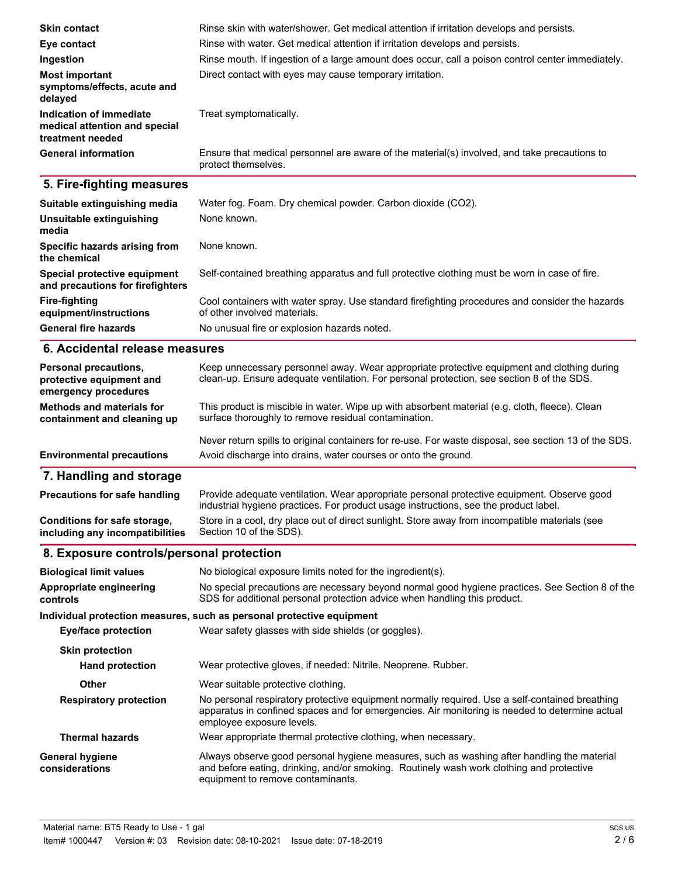| | |
|---|---|
| **Skin contact** | Rinse skin with water/shower. Get medical attention if irritation develops and persists. |
| **Eye contact** | Rinse with water. Get medical attention if irritation develops and persists. |
| **Ingestion** | Rinse mouth. If ingestion of a large amount does occur, call a poison control center immediately. |
| **Most important symptoms/effects, acute and delayed** | Direct contact with eyes may cause temporary irritation. |
| **Indication of immediate medical attention and special treatment needed** | Treat symptomatically. |
| **General information** | Ensure that medical personnel are aware of the material(s) involved, and take precautions to protect themselves. |

## 5. Fire-fighting measures

| | |
|---|---|
| **Suitable extinguishing media** | Water fog. Foam. Dry chemical powder. Carbon dioxide ($CO_2$). |
| **Unsuitable extinguishing media** | None known. |
| **Specific hazards arising from the chemical** | None known. |
| **Special protective equipment and precautions for firefighters** | Self-contained breathing apparatus and full protective clothing must be worn in case of fire. |
| **Fire-fighting equipment/instructions** | Cool containers with water spray. Use standard firefighting procedures and consider the hazards of other involved materials. |
| **General fire hazards** | No unusual fire or explosion hazards noted. |

## 6. Accidental release measures

| | |
|---|---|
| **Personal precautions, protective equipment and emergency procedures** | Keep unnecessary personnel away. Wear appropriate protective equipment and clothing during clean-up. Ensure adequate ventilation. For personal protection, see section 8 of the SDS. |
| **Methods and materials for containment and cleaning up** | This product is miscible in water. Wipe up with absorbent material (e.g. cloth, fleece). Clean surface thoroughly to remove residual contamination.<br><br>Never return spills to original containers for re-use. For waste disposal, see section 13 of the SDS. |
| **Environmental precautions** | Avoid discharge into drains, water courses or onto the ground. |

## 7. Handling and storage

| | |
|---|---|
| **Precautions for safe handling** | Provide adequate ventilation. Wear appropriate personal protective equipment. Observe good industrial hygiene practices. For product usage instructions, see the product label. |
| **Conditions for safe storage, including any incompatibilities** | Store in a cool, dry place out of direct sunlight. Store away from incompatible materials (see Section 10 of the SDS). |

## 8. Exposure controls/personal protection

| | |
|---|---|
| **Biological limit values** | No biological exposure limits noted for the ingredient(s). |
| **Appropriate engineering controls** | No special precautions are necessary beyond normal good hygiene practices. See Section 8 of the SDS for additional personal protection advice when handling this product. |

**Individual protection measures, such as personal protective equipment**

| | |
|---|---|
| **Eye/face protection** | Wear safety glasses with side shields (or goggles). |
| **Skin protection** | |
| **Hand protection** | Wear protective gloves, if needed: Nitrile. Neoprene. Rubber. |
| **Other** | Wear suitable protective clothing. |
| **Respiratory protection** | No personal respiratory protective equipment normally required. Use a self-contained breathing apparatus in confined spaces and for emergencies. Air monitoring is needed to determine actual employee exposure levels. |
| **Thermal hazards** | Wear appropriate thermal protective clothing, when necessary. |
| **General hygiene considerations** | Always observe good personal hygiene measures, such as washing after handling the material and before eating, drinking, and/or smoking. Routinely wash work clothing and protective equipment to remove contaminants. |

Material name: BT5 Ready to Use - 1 gal
Item# 1000447 Version #: 03 Revision date: 08-10-2021 Issue date: 07-18-2019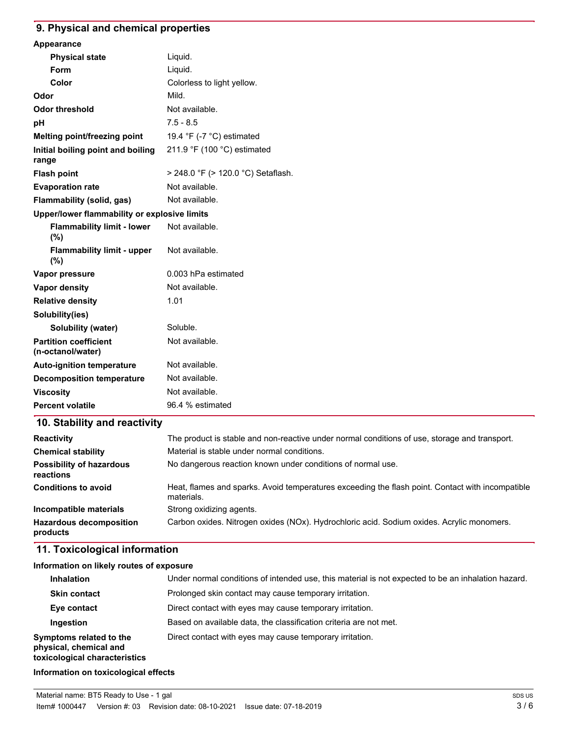## 9. Physical and chemical properties

| | |
|---|---|
| **Appearance** | |
| **Physical state** | Liquid. |
| **Form** | Liquid. |
| **Color** | Colorless to light yellow. |
| **Odor** | Mild. |
| **Odor threshold** | Not available. |
| **pH** | 7.5 - 8.5 |
| **Melting point/freezing point** | 19.4 °F (-7 °C) estimated |
| **Initial boiling point and boiling range** | 211.9 °F (100 °C) estimated |
| **Flash point** | > 248.0 °F (> 120.0 °C) Setaflash. |
| **Evaporation rate** | Not available. |
| **Flammability (solid, gas)** | Not available. |
| **Upper/lower flammability or explosive limits** | |
| **Flammability limit - lower (%)** | Not available. |
| **Flammability limit - upper (%)** | Not available. |
| **Vapor pressure** | 0.003 hPa estimated |
| **Vapor density** | Not available. |
| **Relative density** | 1.01 |
| **Solubility(ies)** | |
| **Solubility (water)** | Soluble. |
| **Partition coefficient (n-octanol/water)** | Not available. |
| **Auto-ignition temperature** | Not available. |
| **Decomposition temperature** | Not available. |
| **Viscosity** | Not available. |
| **Percent volatile** | 96.4 % estimated |

## 10. Stability and reactivity

| | |
|---|---|
| **Reactivity** | The product is stable and non-reactive under normal conditions of use, storage and transport. |
| **Chemical stability** | Material is stable under normal conditions. |
| **Possibility of hazardous reactions** | No dangerous reaction known under conditions of normal use. |
| **Conditions to avoid** | Heat, flames and sparks. Avoid temperatures exceeding the flash point. Contact with incompatible materials. |
| **Incompatible materials** | Strong oxidizing agents. |
| **Hazardous decomposition products** | Carbon oxides. Nitrogen oxides (NOx). Hydrochloric acid. Sodium oxides. Acrylic monomers. |

## 11. Toxicological information

| | |
|---|---|
| **Information on likely routes of exposure** | |
| **Inhalation** | Under normal conditions of intended use, this material is not expected to be an inhalation hazard. |
| **Skin contact** | Prolonged skin contact may cause temporary irritation. |
| **Eye contact** | Direct contact with eyes may cause temporary irritation. |
| **Ingestion** | Based on available data, the classification criteria are not met. |
| **Symptoms related to the physical, chemical and toxicological characteristics** | Direct contact with eyes may cause temporary irritation. |

**Information on toxicological effects**

Material name: BT5 Ready to Use - 1 gal

Item# 1000447 Version #: 03 Revision date: 08-10-2021 Issue date: 07-18-2019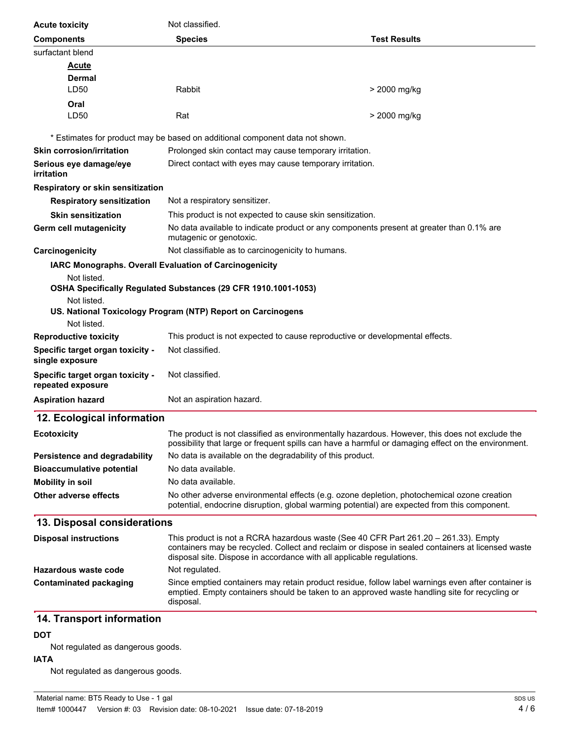| Acute toxicity | Not classified. | |
|---|---|---|
| **Components** | **Species** | **Test Results** |
| surfactant blend | | |
| **Acute** | | |
| **Dermal** | | |
| LD50 | Rabbit | > 2000 mg/kg |
| **Oral** | | |
| LD50 | Rat | > 2000 mg/kg |

\* Estimates for product may be based on additional component data not shown.

**Skin corrosion/irritation** Prolonged skin contact may cause temporary irritation.

**Serious eye damage/eye irritation** Direct contact with eyes may cause temporary irritation.

**Respiratory or skin sensitization**

**Respiratory sensitization** Not a respiratory sensitizer.

**Skin sensitization** This product is not expected to cause skin sensitization.

**Germ cell mutagenicity** No data available to indicate product or any components present at greater than 0.1% are mutagenic or genotoxic.

**Carcinogenicity** Not classifiable as to carcinogenicity to humans.

**IARC Monographs. Overall Evaluation of Carcinogenicity**

Not listed.

**OSHA Specifically Regulated Substances (29 CFR 1910.1001-1053)**

Not listed.

**US. National Toxicology Program (NTP) Report on Carcinogens**

Not listed.

**Reproductive toxicity** This product is not expected to cause reproductive or developmental effects.

**Specific target organ toxicity - single exposure** Not classified.

**Specific target organ toxicity - repeated exposure** Not classified.

**Aspiration hazard** Not an aspiration hazard.

## 12. Ecological information

**Ecotoxicity** The product is not classified as environmentally hazardous. However, this does not exclude the possibility that large or frequent spills can have a harmful or damaging effect on the environment.

**Persistence and degradability** No data is available on the degradability of this product.

**Bioaccumulative potential** No data available.

**Mobility in soil** No data available.

**Other adverse effects** No other adverse environmental effects (e.g. ozone depletion, photochemical ozone creation potential, endocrine disruption, global warming potential) are expected from this component.

## 13. Disposal considerations

**Disposal instructions** This product is not a RCRA hazardous waste (See 40 CFR Part 261.20 – 261.33). Empty containers may be recycled. Collect and reclaim or dispose in sealed containers at licensed waste disposal site. Dispose in accordance with all applicable regulations.

**Hazardous waste code** Not regulated.

**Contaminated packaging** Since emptied containers may retain product residue, follow label warnings even after container is emptied. Empty containers should be taken to an approved waste handling site for recycling or disposal.

## 14. Transport information

**DOT**

Not regulated as dangerous goods.

**IATA**

Not regulated as dangerous goods.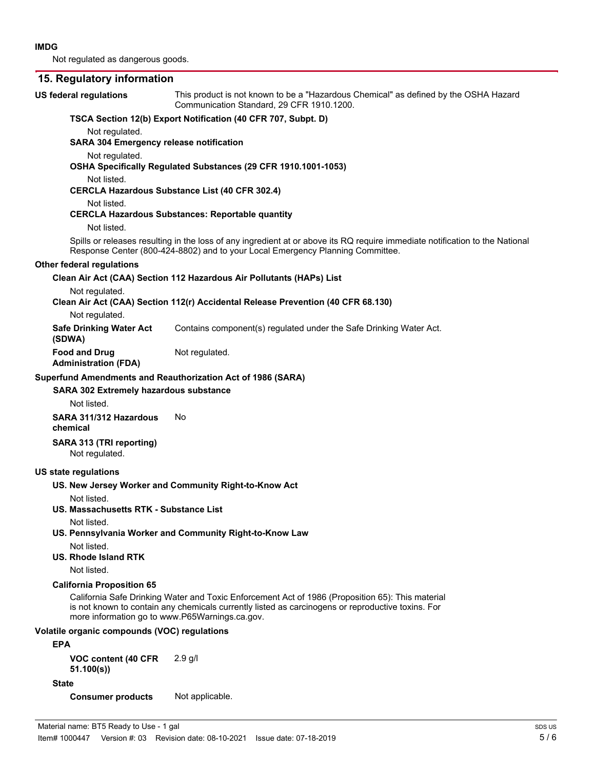**IMDG**

Not regulated as dangerous goods.

## 15. Regulatory information

**US federal regulations** This product is not known to be a "Hazardous Chemical" as defined by the OSHA Hazard Communication Standard, 29 CFR 1910.1200.

**TSCA Section 12(b) Export Notification (40 CFR 707, Subpt. D)**

Not regulated.

**SARA 304 Emergency release notification**

Not regulated.

**OSHA Specifically Regulated Substances (29 CFR 1910.1001-1053)**

Not listed.

**CERCLA Hazardous Substance List (40 CFR 302.4)**

Not listed.

**CERCLA Hazardous Substances: Reportable quantity**

Not listed.

Spills or releases resulting in the loss of any ingredient at or above its RQ require immediate notification to the National Response Center (800-424-8802) and to your Local Emergency Planning Committee.

**Other federal regulations**

**Clean Air Act (CAA) Section 112 Hazardous Air Pollutants (HAPs) List**

Not regulated.

**Clean Air Act (CAA) Section 112(r) Accidental Release Prevention (40 CFR 68.130)**

Not regulated.

**Safe Drinking Water Act (SDWA)** Contains component(s) regulated under the Safe Drinking Water Act.

**Food and Drug Administration (FDA)** Not regulated.

**Superfund Amendments and Reauthorization Act of 1986 (SARA)**

**SARA 302 Extremely hazardous substance**

Not listed.

**SARA 311/312 Hazardous chemical** No

**SARA 313 (TRI reporting)**

Not regulated.

**US state regulations**

**US. New Jersey Worker and Community Right-to-Know Act**

Not listed.

**US. Massachusetts RTK - Substance List**

Not listed.

**US. Pennsylvania Worker and Community Right-to-Know Law**

Not listed.

**US. Rhode Island RTK**

Not listed.

**California Proposition 65**

California Safe Drinking Water and Toxic Enforcement Act of 1986 (Proposition 65): This material is not known to contain any chemicals currently listed as carcinogens or reproductive toxins. For more information go to www.P65Warnings.ca.gov.

**Volatile organic compounds (VOC) regulations**

**EPA**

**VOC content (40 CFR 51.100(s))** 2.9 g/l

**State**

**Consumer products** Not applicable.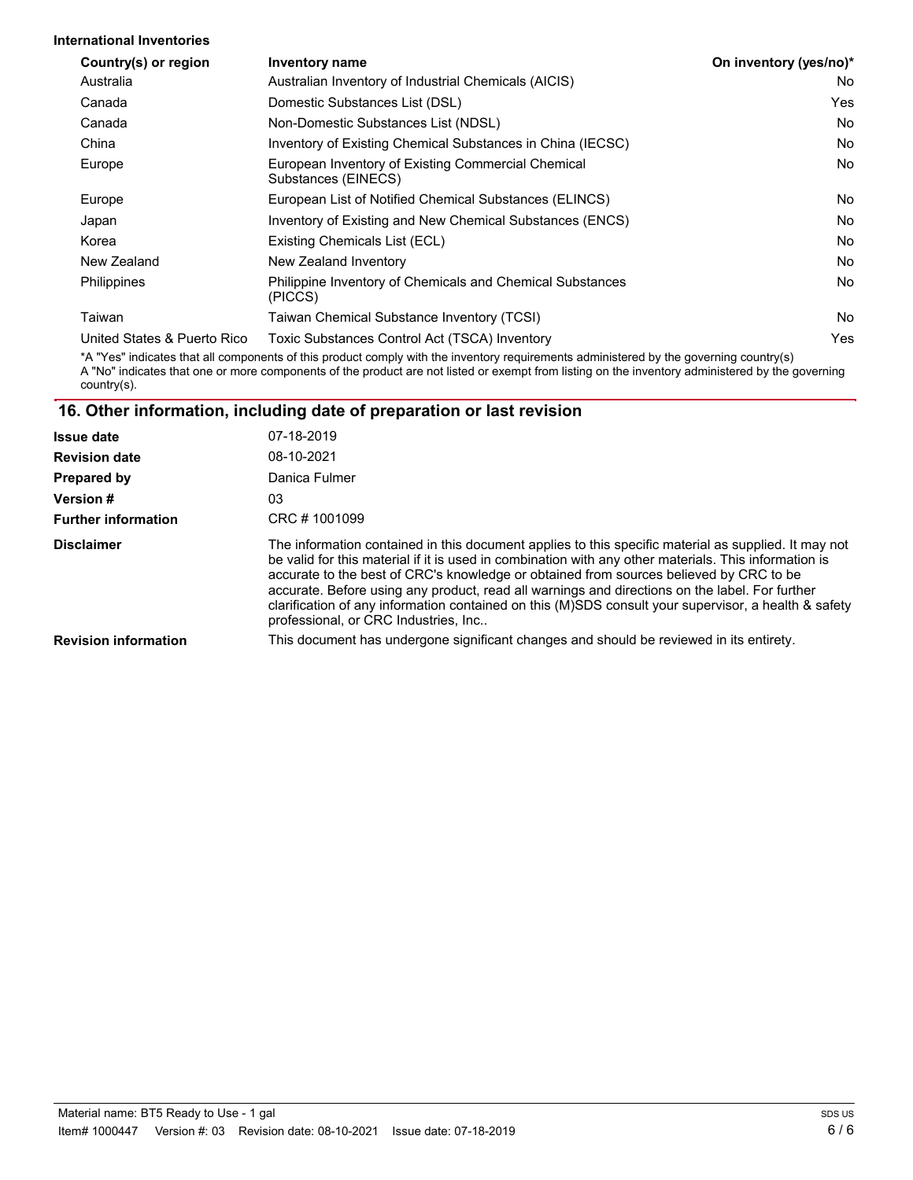**International Inventories**

| Country(s) or region | Inventory name | On inventory (yes/no)* |
|---|---|---|
| Australia | Australian Inventory of Industrial Chemicals (AICIS) | No |
| Canada | Domestic Substances List (DSL) | Yes |
| Canada | Non-Domestic Substances List (NDSL) | No |
| China | Inventory of Existing Chemical Substances in China (IECSC) | No |
| Europe | European Inventory of Existing Commercial Chemical Substances (EINECS) | No |
| Europe | European List of Notified Chemical Substances (ELINCS) | No |
| Japan | Inventory of Existing and New Chemical Substances (ENCS) | No |
| Korea | Existing Chemicals List (ECL) | No |
| New Zealand | New Zealand Inventory | No |
| Philippines | Philippine Inventory of Chemicals and Chemical Substances (PICCS) | No |
| Taiwan | Taiwan Chemical Substance Inventory (TCSI) | No |
| United States & Puerto Rico | Toxic Substances Control Act (TSCA) Inventory | Yes |

*A "Yes" indicates that all components of this product comply with the inventory requirements administered by the governing country(s)
A "No" indicates that one or more components of the product are not listed or exempt from listing on the inventory administered by the governing country(s).

## 16. Other information, including date of preparation or last revision

**Issue date** 07-18-2019

**Revision date** 08-10-2021

**Prepared by** Danica Fulmer

**Version #** 03

**Further information** CRC # 1001099

**Disclaimer** The information contained in this document applies to this specific material as supplied. It may not be valid for this material if it is used in combination with any other materials. This information is accurate to the best of CRC's knowledge or obtained from sources believed by CRC to be accurate. Before using any product, read all warnings and directions on the label. For further clarification of any information contained on this (M)SDS consult your supervisor, a health & safety professional, or CRC Industries, Inc..

**Revision information** This document has undergone significant changes and should be reviewed in its entirety.